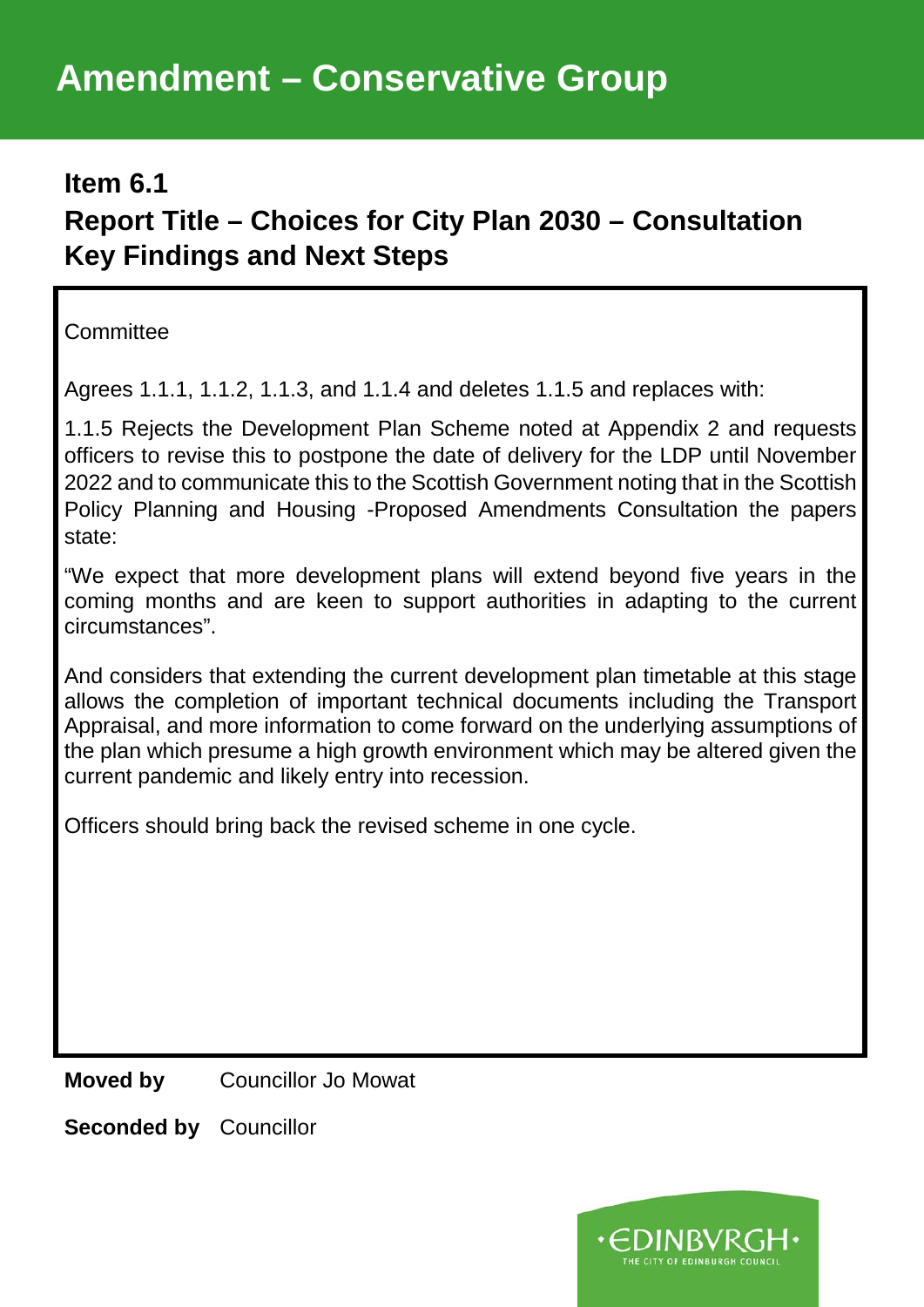# Amendment – Conservative Group

## Item 6.1

## Report Title – Choices for City Plan 2030 – Consultation Key Findings and Next Steps

Committee

Agrees 1.1.1, 1.1.2, 1.1.3, and 1.1.4 and deletes 1.1.5 and replaces with:

1.1.5 Rejects the Development Plan Scheme noted at Appendix 2 and requests officers to revise this to postpone the date of delivery for the LDP until November 2022 and to communicate this to the Scottish Government noting that in the Scottish Policy Planning and Housing -Proposed Amendments Consultation the papers state:

“We expect that more development plans will extend beyond five years in the coming months and are keen to support authorities in adapting to the current circumstances”.

And considers that extending the current development plan timetable at this stage allows the completion of important technical documents including the Transport Appraisal, and more information to come forward on the underlying assumptions of the plan which presume a high growth environment which may be altered given the current pandemic and likely entry into recession.

Officers should bring back the revised scheme in one cycle.

**Moved by** Councillor Jo Mowat

**Seconded by** Councillor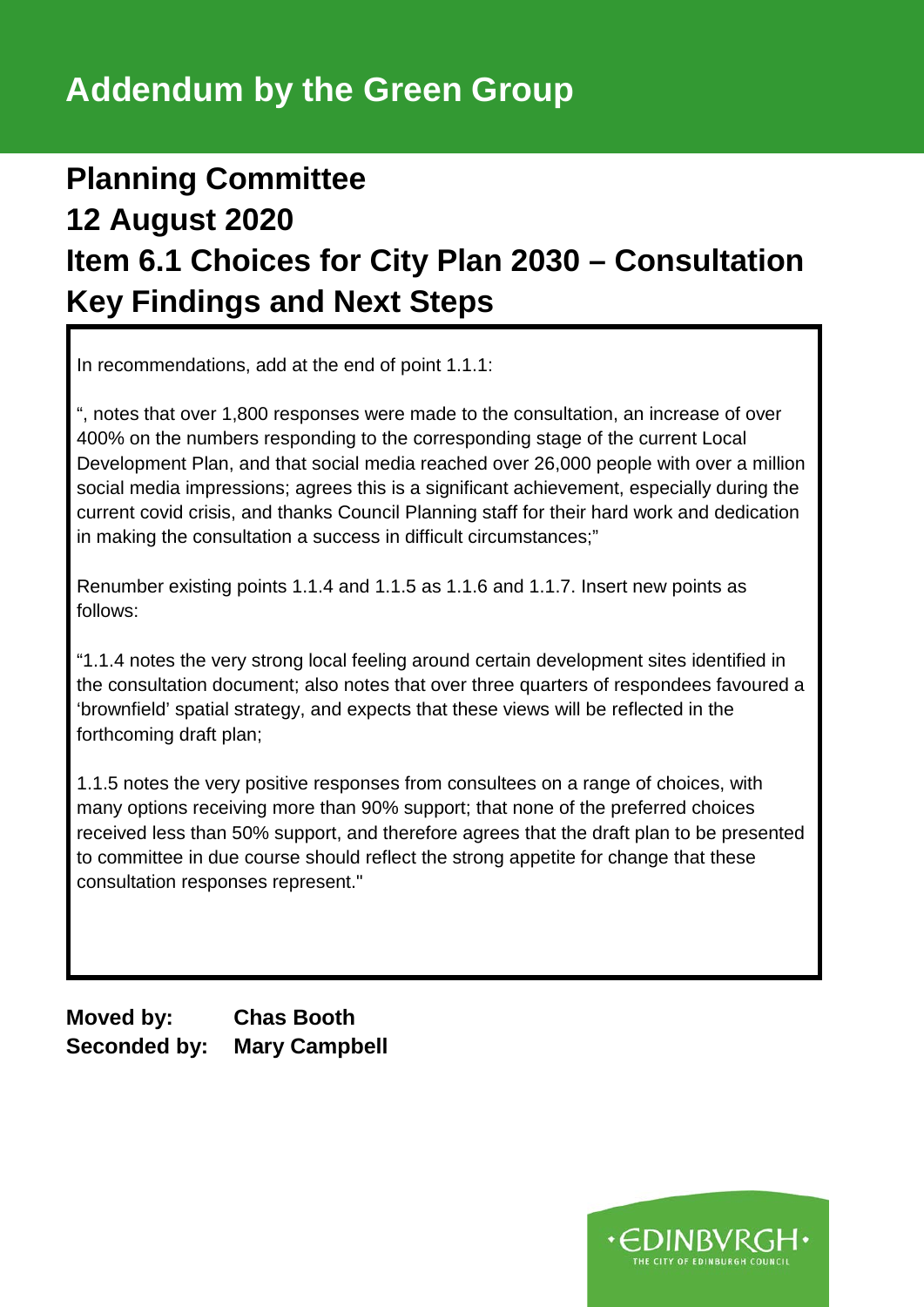# Addendum by the Green Group

## Planning Committee
## 12 August 2020
## Item 6.1 Choices for City Plan 2030 – Consultation Key Findings and Next Steps

In recommendations, add at the end of point 1.1.1:

", notes that over 1,800 responses were made to the consultation, an increase of over 400% on the numbers responding to the corresponding stage of the current Local Development Plan, and that social media reached over 26,000 people with over a million social media impressions; agrees this is a significant achievement, especially during the current covid crisis, and thanks Council Planning staff for their hard work and dedication in making the consultation a success in difficult circumstances;"

Renumber existing points 1.1.4 and 1.1.5 as 1.1.6 and 1.1.7. Insert new points as follows:

"1.1.4 notes the very strong local feeling around certain development sites identified in the consultation document; also notes that over three quarters of respondees favoured a 'brownfield' spatial strategy, and expects that these views will be reflected in the forthcoming draft plan;

1.1.5 notes the very positive responses from consultees on a range of choices, with many options receiving more than 90% support; that none of the preferred choices received less than 50% support, and therefore agrees that the draft plan to be presented to committee in due course should reflect the strong appetite for change that these consultation responses represent."

**Moved by:** **Chas Booth**
**Seconded by:** **Mary Campbell**